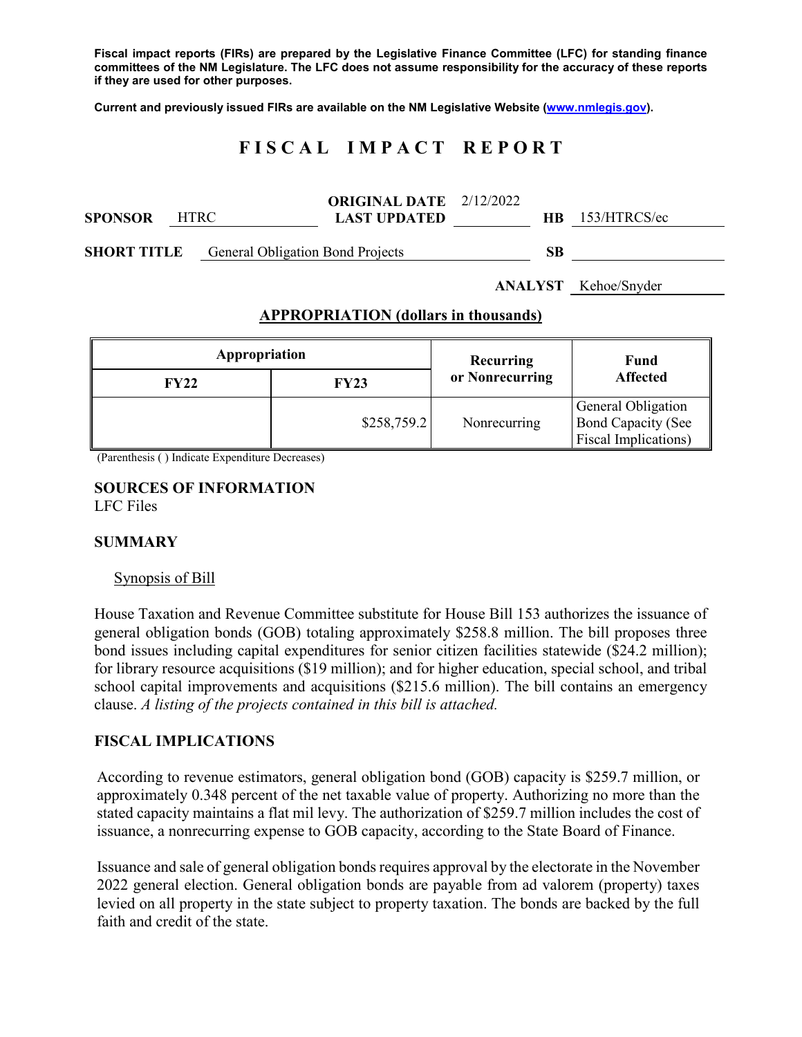**Fiscal impact reports (FIRs) are prepared by the Legislative Finance Committee (LFC) for standing finance committees of the NM Legislature. The LFC does not assume responsibility for the accuracy of these reports if they are used for other purposes.**

**Current and previously issued FIRs are available on the NM Legislative Website ([www.nmlegis.gov](www.nmlegis.gov)).**

# F I S C A L   I M P A C T   R E P O R T

**SPONSOR** HTRC **ORIGINAL DATE** 2/12/2022 **LAST UPDATED** **HB** 153/HTRCS/ec

**SHORT TITLE** General Obligation Bond Projects **SB**

**ANALYST** Kehoe/Snyder

## APPROPRIATION (dollars in thousands)

| Appropriation | | Recurring or Nonrecurring | Fund Affected |
|---|---|---|---|
| **FY22** | **FY23** | | |
| | \$258,759.2 | Nonrecurring | General Obligation Bond Capacity (See Fiscal Implications) |

(Parenthesis ( ) Indicate Expenditure Decreases)

**SOURCES OF INFORMATION**
LFC Files

## SUMMARY

Synopsis of Bill

House Taxation and Revenue Committee substitute for House Bill 153 authorizes the issuance of general obligation bonds (GOB) totaling approximately \$258.8 million. The bill proposes three bond issues including capital expenditures for senior citizen facilities statewide (\$24.2 million); for library resource acquisitions (\$19 million); and for higher education, special school, and tribal school capital improvements and acquisitions (\$215.6 million). The bill contains an emergency clause. *A listing of the projects contained in this bill is attached.*

## FISCAL IMPLICATIONS

According to revenue estimators, general obligation bond (GOB) capacity is \$259.7 million, or approximately 0.348 percent of the net taxable value of property. Authorizing no more than the stated capacity maintains a flat mil levy. The authorization of \$259.7 million includes the cost of issuance, a nonrecurring expense to GOB capacity, according to the State Board of Finance.

Issuance and sale of general obligation bonds requires approval by the electorate in the November 2022 general election. General obligation bonds are payable from ad valorem (property) taxes levied on all property in the state subject to property taxation. The bonds are backed by the full faith and credit of the state.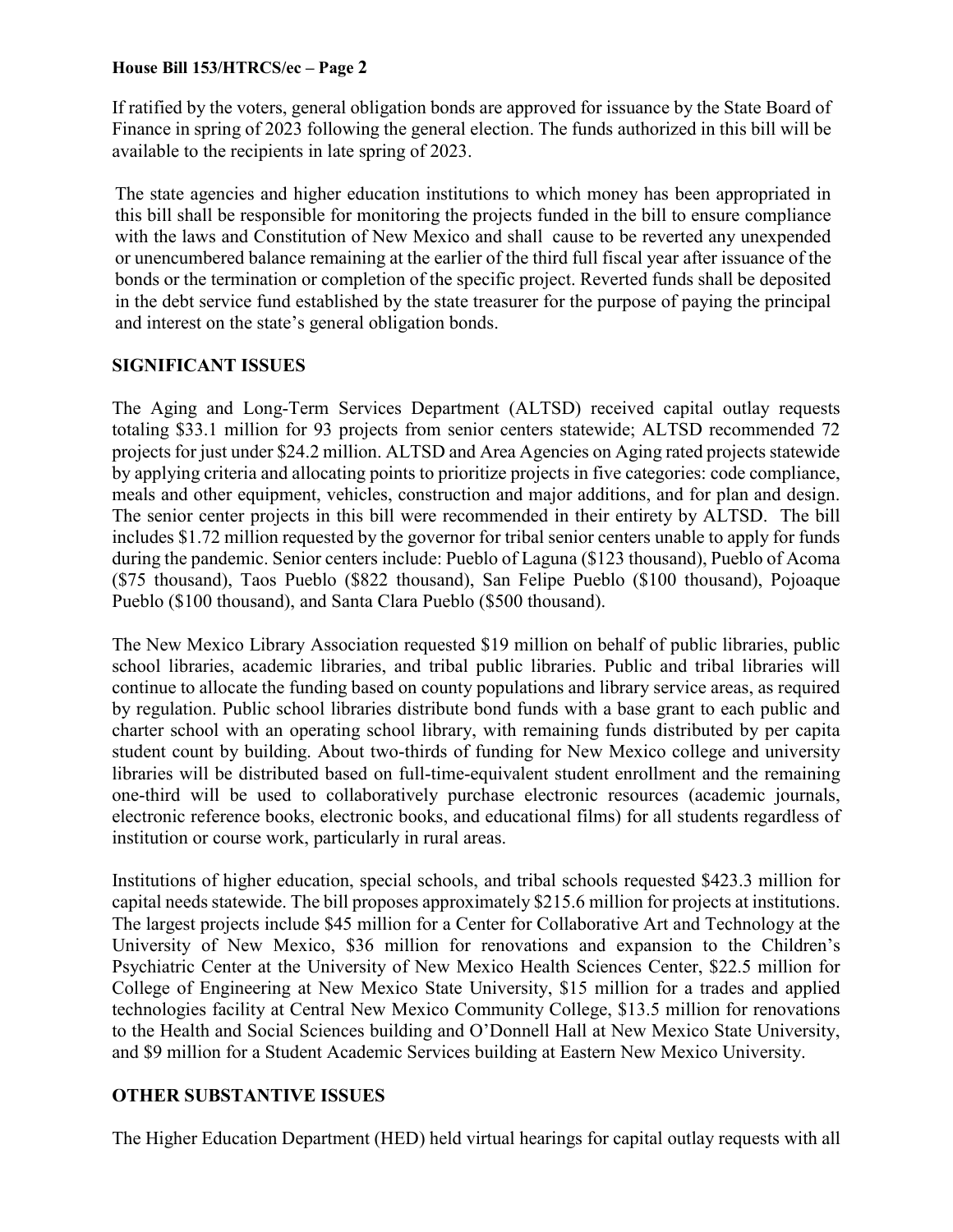If ratified by the voters, general obligation bonds are approved for issuance by the State Board of Finance in spring of 2023 following the general election. The funds authorized in this bill will be available to the recipients in late spring of 2023.

The state agencies and higher education institutions to which money has been appropriated in this bill shall be responsible for monitoring the projects funded in the bill to ensure compliance with the laws and Constitution of New Mexico and shall cause to be reverted any unexpended or unencumbered balance remaining at the earlier of the third full fiscal year after issuance of the bonds or the termination or completion of the specific project. Reverted funds shall be deposited in the debt service fund established by the state treasurer for the purpose of paying the principal and interest on the state's general obligation bonds.

## SIGNIFICANT ISSUES

The Aging and Long-Term Services Department (ALTSD) received capital outlay requests totaling $33.1 million for 93 projects from senior centers statewide; ALTSD recommended 72 projects for just under $24.2 million. ALTSD and Area Agencies on Aging rated projects statewide by applying criteria and allocating points to prioritize projects in five categories: code compliance, meals and other equipment, vehicles, construction and major additions, and for plan and design. The senior center projects in this bill were recommended in their entirety by ALTSD. The bill includes $1.72 million requested by the governor for tribal senior centers unable to apply for funds during the pandemic. Senior centers include: Pueblo of Laguna ($123 thousand), Pueblo of Acoma ($75 thousand), Taos Pueblo ($822 thousand), San Felipe Pueblo ($100 thousand), Pojoaque Pueblo ($100 thousand), and Santa Clara Pueblo ($500 thousand).

The New Mexico Library Association requested $19 million on behalf of public libraries, public school libraries, academic libraries, and tribal public libraries. Public and tribal libraries will continue to allocate the funding based on county populations and library service areas, as required by regulation. Public school libraries distribute bond funds with a base grant to each public and charter school with an operating school library, with remaining funds distributed by per capita student count by building. About two-thirds of funding for New Mexico college and university libraries will be distributed based on full-time-equivalent student enrollment and the remaining one-third will be used to collaboratively purchase electronic resources (academic journals, electronic reference books, electronic books, and educational films) for all students regardless of institution or course work, particularly in rural areas.

Institutions of higher education, special schools, and tribal schools requested $423.3 million for capital needs statewide. The bill proposes approximately $215.6 million for projects at institutions. The largest projects include $45 million for a Center for Collaborative Art and Technology at the University of New Mexico, $36 million for renovations and expansion to the Children's Psychiatric Center at the University of New Mexico Health Sciences Center, $22.5 million for College of Engineering at New Mexico State University, $15 million for a trades and applied technologies facility at Central New Mexico Community College, $13.5 million for renovations to the Health and Social Sciences building and O'Donnell Hall at New Mexico State University, and $9 million for a Student Academic Services building at Eastern New Mexico University.

## OTHER SUBSTANTIVE ISSUES

The Higher Education Department (HED) held virtual hearings for capital outlay requests with all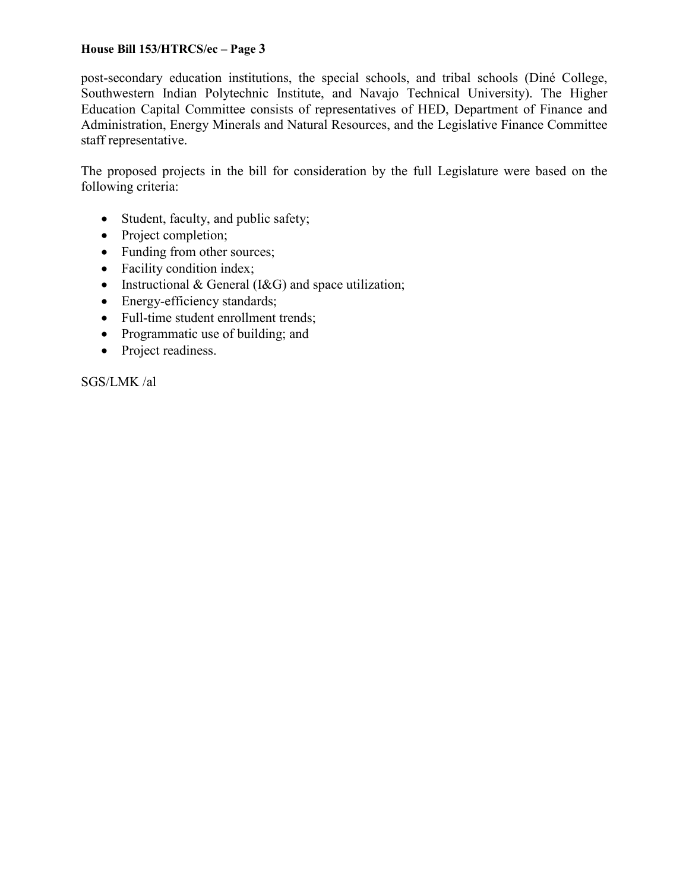post-secondary education institutions, the special schools, and tribal schools (Diné College, Southwestern Indian Polytechnic Institute, and Navajo Technical University). The Higher Education Capital Committee consists of representatives of HED, Department of Finance and Administration, Energy Minerals and Natural Resources, and the Legislative Finance Committee staff representative.

The proposed projects in the bill for consideration by the full Legislature were based on the following criteria:

- Student, faculty, and public safety;
- Project completion;
- Funding from other sources;
- Facility condition index;
- Instructional & General (I&G) and space utilization;
- Energy-efficiency standards;
- Full-time student enrollment trends;
- Programmatic use of building; and
- Project readiness.

SGS/LMK /al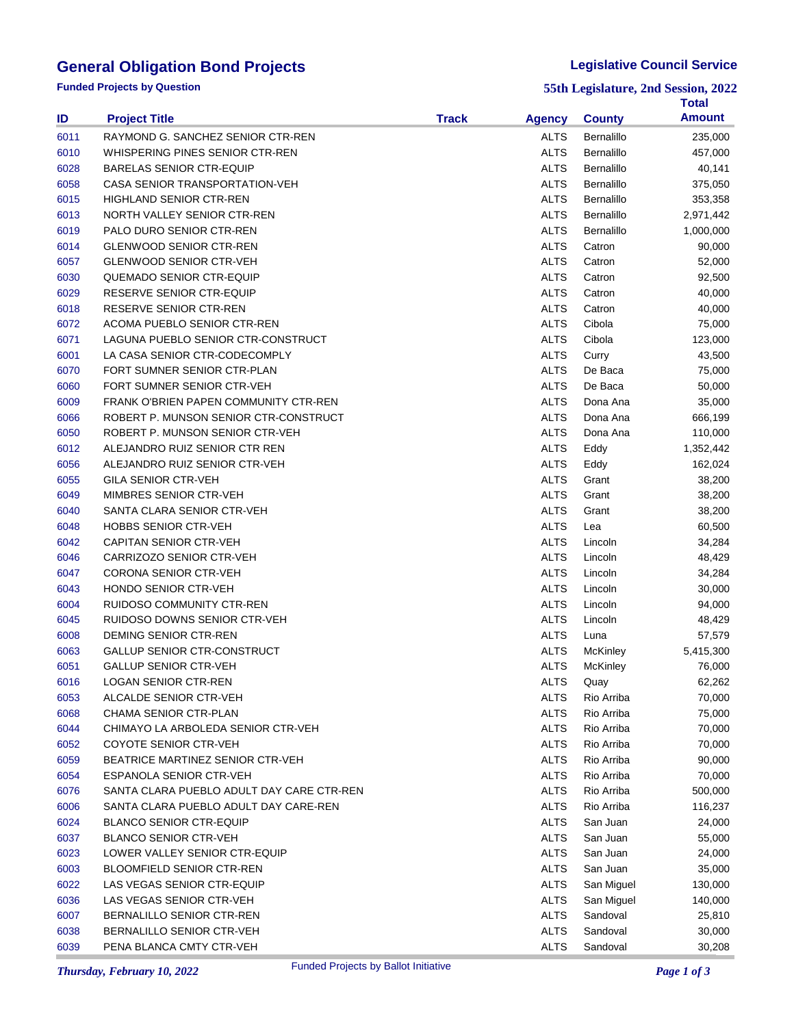# General Obligation Bond Projects

**Funded Projects by Question**

**Legislative Council Service**

**55th Legislature, 2nd Session, 2022**

| ID | Project Title | Track | Agency | County | Total Amount |
|---|---|---|---|---|---|
| 6011 | RAYMOND G. SANCHEZ SENIOR CTR-REN | | ALTS | Bernalillo | 235,000 |
| 6010 | WHISPERING PINES SENIOR CTR-REN | | ALTS | Bernalillo | 457,000 |
| 6028 | BARELAS SENIOR CTR-EQUIP | | ALTS | Bernalillo | 40,141 |
| 6058 | CASA SENIOR TRANSPORTATION-VEH | | ALTS | Bernalillo | 375,050 |
| 6015 | HIGHLAND SENIOR CTR-REN | | ALTS | Bernalillo | 353,358 |
| 6013 | NORTH VALLEY SENIOR CTR-REN | | ALTS | Bernalillo | 2,971,442 |
| 6019 | PALO DURO SENIOR CTR-REN | | ALTS | Bernalillo | 1,000,000 |
| 6014 | GLENWOOD SENIOR CTR-REN | | ALTS | Catron | 90,000 |
| 6057 | GLENWOOD SENIOR CTR-VEH | | ALTS | Catron | 52,000 |
| 6030 | QUEMADO SENIOR CTR-EQUIP | | ALTS | Catron | 92,500 |
| 6029 | RESERVE SENIOR CTR-EQUIP | | ALTS | Catron | 40,000 |
| 6018 | RESERVE SENIOR CTR-REN | | ALTS | Catron | 40,000 |
| 6072 | ACOMA PUEBLO SENIOR CTR-REN | | ALTS | Cibola | 75,000 |
| 6071 | LAGUNA PUEBLO SENIOR CTR-CONSTRUCT | | ALTS | Cibola | 123,000 |
| 6001 | LA CASA SENIOR CTR-CODECOMPLY | | ALTS | Curry | 43,500 |
| 6070 | FORT SUMNER SENIOR CTR-PLAN | | ALTS | De Baca | 75,000 |
| 6060 | FORT SUMNER SENIOR CTR-VEH | | ALTS | De Baca | 50,000 |
| 6009 | FRANK O'BRIEN PAPEN COMMUNITY CTR-REN | | ALTS | Dona Ana | 35,000 |
| 6066 | ROBERT P. MUNSON SENIOR CTR-CONSTRUCT | | ALTS | Dona Ana | 666,199 |
| 6050 | ROBERT P. MUNSON SENIOR CTR-VEH | | ALTS | Dona Ana | 110,000 |
| 6012 | ALEJANDRO RUIZ SENIOR CTR REN | | ALTS | Eddy | 1,352,442 |
| 6056 | ALEJANDRO RUIZ SENIOR CTR-VEH | | ALTS | Eddy | 162,024 |
| 6055 | GILA SENIOR CTR-VEH | | ALTS | Grant | 38,200 |
| 6049 | MIMBRES SENIOR CTR-VEH | | ALTS | Grant | 38,200 |
| 6040 | SANTA CLARA SENIOR CTR-VEH | | ALTS | Grant | 38,200 |
| 6048 | HOBBS SENIOR CTR-VEH | | ALTS | Lea | 60,500 |
| 6042 | CAPITAN SENIOR CTR-VEH | | ALTS | Lincoln | 34,284 |
| 6046 | CARRIZOZO SENIOR CTR-VEH | | ALTS | Lincoln | 48,429 |
| 6047 | CORONA SENIOR CTR-VEH | | ALTS | Lincoln | 34,284 |
| 6043 | HONDO SENIOR CTR-VEH | | ALTS | Lincoln | 30,000 |
| 6004 | RUIDOSO COMMUNITY CTR-REN | | ALTS | Lincoln | 94,000 |
| 6045 | RUIDOSO DOWNS SENIOR CTR-VEH | | ALTS | Lincoln | 48,429 |
| 6008 | DEMING SENIOR CTR-REN | | ALTS | Luna | 57,579 |
| 6063 | GALLUP SENIOR CTR-CONSTRUCT | | ALTS | McKinley | 5,415,300 |
| 6051 | GALLUP SENIOR CTR-VEH | | ALTS | McKinley | 76,000 |
| 6016 | LOGAN SENIOR CTR-REN | | ALTS | Quay | 62,262 |
| 6053 | ALCALDE SENIOR CTR-VEH | | ALTS | Rio Arriba | 70,000 |
| 6068 | CHAMA SENIOR CTR-PLAN | | ALTS | Rio Arriba | 75,000 |
| 6044 | CHIMAYO LA ARBOLEDA SENIOR CTR-VEH | | ALTS | Rio Arriba | 70,000 |
| 6052 | COYOTE SENIOR CTR-VEH | | ALTS | Rio Arriba | 70,000 |
| 6059 | BEATRICE MARTINEZ SENIOR CTR-VEH | | ALTS | Rio Arriba | 90,000 |
| 6054 | ESPANOLA SENIOR CTR-VEH | | ALTS | Rio Arriba | 70,000 |
| 6076 | SANTA CLARA PUEBLO ADULT DAY CARE CTR-REN | | ALTS | Rio Arriba | 500,000 |
| 6006 | SANTA CLARA PUEBLO ADULT DAY CARE-REN | | ALTS | Rio Arriba | 116,237 |
| 6024 | BLANCO SENIOR CTR-EQUIP | | ALTS | San Juan | 24,000 |
| 6037 | BLANCO SENIOR CTR-VEH | | ALTS | San Juan | 55,000 |
| 6023 | LOWER VALLEY SENIOR CTR-EQUIP | | ALTS | San Juan | 24,000 |
| 6003 | BLOOMFIELD SENIOR CTR-REN | | ALTS | San Juan | 35,000 |
| 6022 | LAS VEGAS SENIOR CTR-EQUIP | | ALTS | San Miguel | 130,000 |
| 6036 | LAS VEGAS SENIOR CTR-VEH | | ALTS | San Miguel | 140,000 |
| 6007 | BERNALILLO SENIOR CTR-REN | | ALTS | Sandoval | 25,810 |
| 6038 | BERNALILLO SENIOR CTR-VEH | | ALTS | Sandoval | 30,000 |
| 6039 | PENA BLANCA CMTY CTR-VEH | | ALTS | Sandoval | 30,208 |

*Thursday, February 10, 2022* Funded Projects by Ballot Initiative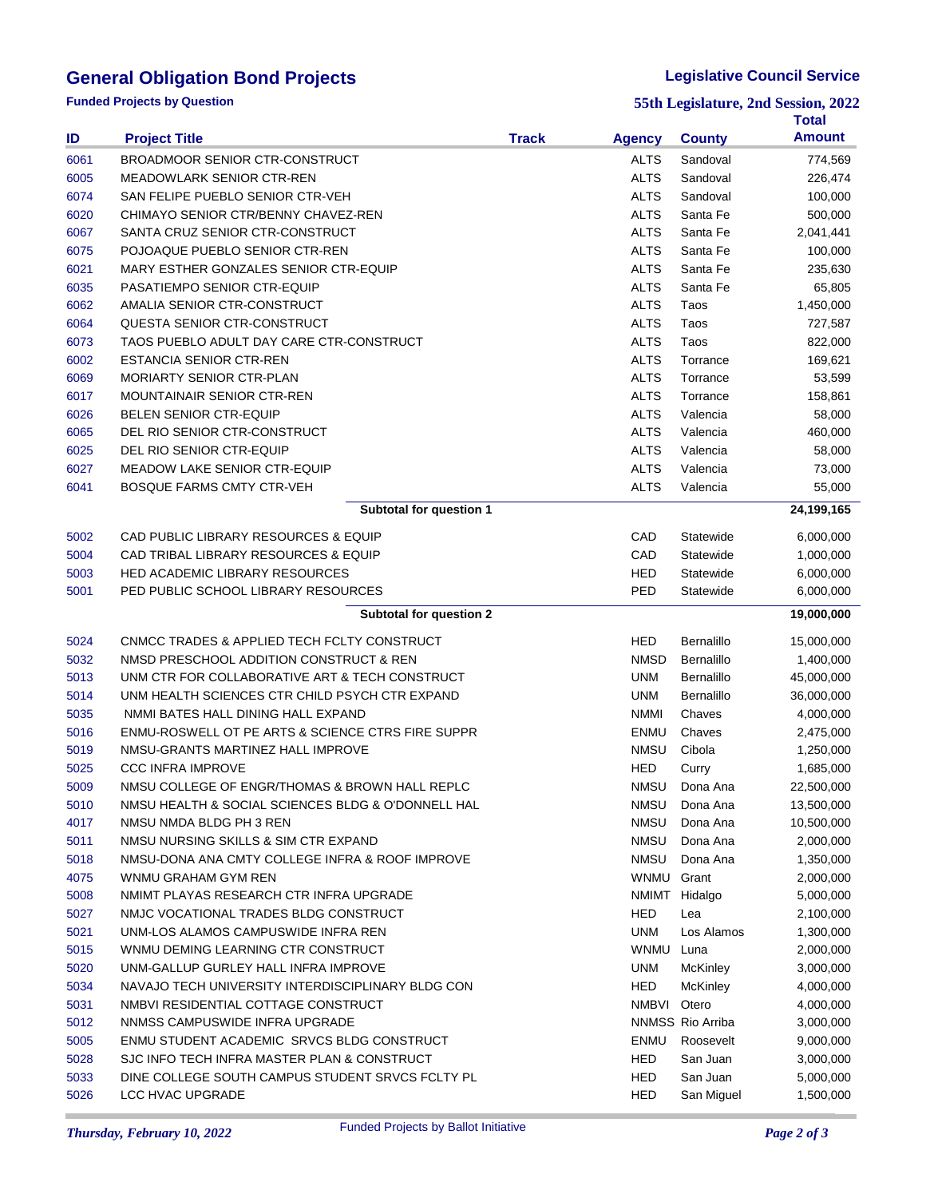# General Obligation Bond Projects

**Legislative Council Service**

**Funded Projects by Question**

**55th Legislature, 2nd Session, 2022**

| ID | Project Title | Track | Agency | County | Total Amount |
|---|---|---|---|---|---|
| 6061 | BROADMOOR SENIOR CTR-CONSTRUCT | | ALTS | Sandoval | 774,569 |
| 6005 | MEADOWLARK SENIOR CTR-REN | | ALTS | Sandoval | 226,474 |
| 6074 | SAN FELIPE PUEBLO SENIOR CTR-VEH | | ALTS | Sandoval | 100,000 |
| 6020 | CHIMAYO SENIOR CTR/BENNY CHAVEZ-REN | | ALTS | Santa Fe | 500,000 |
| 6067 | SANTA CRUZ SENIOR CTR-CONSTRUCT | | ALTS | Santa Fe | 2,041,441 |
| 6075 | POJOAQUE PUEBLO SENIOR CTR-REN | | ALTS | Santa Fe | 100,000 |
| 6021 | MARY ESTHER GONZALES SENIOR CTR-EQUIP | | ALTS | Santa Fe | 235,630 |
| 6035 | PASATIEMPO SENIOR CTR-EQUIP | | ALTS | Santa Fe | 65,805 |
| 6062 | AMALIA SENIOR CTR-CONSTRUCT | | ALTS | Taos | 1,450,000 |
| 6064 | QUESTA SENIOR CTR-CONSTRUCT | | ALTS | Taos | 727,587 |
| 6073 | TAOS PUEBLO ADULT DAY CARE CTR-CONSTRUCT | | ALTS | Taos | 822,000 |
| 6002 | ESTANCIA SENIOR CTR-REN | | ALTS | Torrance | 169,621 |
| 6069 | MORIARTY SENIOR CTR-PLAN | | ALTS | Torrance | 53,599 |
| 6017 | MOUNTAINAIR SENIOR CTR-REN | | ALTS | Torrance | 158,861 |
| 6026 | BELEN SENIOR CTR-EQUIP | | ALTS | Valencia | 58,000 |
| 6065 | DEL RIO SENIOR CTR-CONSTRUCT | | ALTS | Valencia | 460,000 |
| 6025 | DEL RIO SENIOR CTR-EQUIP | | ALTS | Valencia | 58,000 |
| 6027 | MEADOW LAKE SENIOR CTR-EQUIP | | ALTS | Valencia | 73,000 |
| 6041 | BOSQUE FARMS CMTY CTR-VEH | | ALTS | Valencia | 55,000 |
| | **Subtotal for question 1** | | | | **24,199,165** |
| 5002 | CAD PUBLIC LIBRARY RESOURCES & EQUIP | | CAD | Statewide | 6,000,000 |
| 5004 | CAD TRIBAL LIBRARY RESOURCES & EQUIP | | CAD | Statewide | 1,000,000 |
| 5003 | HED ACADEMIC LIBRARY RESOURCES | | HED | Statewide | 6,000,000 |
| 5001 | PED PUBLIC SCHOOL LIBRARY RESOURCES | | PED | Statewide | 6,000,000 |
| | **Subtotal for question 2** | | | | **19,000,000** |
| 5024 | CNMCC TRADES & APPLIED TECH FCLTY CONSTRUCT | | HED | Bernalillo | 15,000,000 |
| 5032 | NMSD PRESCHOOL ADDITION CONSTRUCT & REN | | NMSD | Bernalillo | 1,400,000 |
| 5013 | UNM CTR FOR COLLABORATIVE ART & TECH CONSTRUCT | | UNM | Bernalillo | 45,000,000 |
| 5014 | UNM HEALTH SCIENCES CTR CHILD PSYCH CTR EXPAND | | UNM | Bernalillo | 36,000,000 |
| 5035 | NMMI BATES HALL DINING HALL EXPAND | | NMMI | Chaves | 4,000,000 |
| 5016 | ENMU-ROSWELL OT PE ARTS & SCIENCE CTRS FIRE SUPPR | | ENMU | Chaves | 2,475,000 |
| 5019 | NMSU-GRANTS MARTINEZ HALL IMPROVE | | NMSU | Cibola | 1,250,000 |
| 5025 | CCC INFRA IMPROVE | | HED | Curry | 1,685,000 |
| 5009 | NMSU COLLEGE OF ENGR/THOMAS & BROWN HALL REPLC | | NMSU | Dona Ana | 22,500,000 |
| 5010 | NMSU HEALTH & SOCIAL SCIENCES BLDG & O'DONNELL HAL | | NMSU | Dona Ana | 13,500,000 |
| 4017 | NMSU NMDA BLDG PH 3 REN | | NMSU | Dona Ana | 10,500,000 |
| 5011 | NMSU NURSING SKILLS & SIM CTR EXPAND | | NMSU | Dona Ana | 2,000,000 |
| 5018 | NMSU-DONA ANA CMTY COLLEGE INFRA & ROOF IMPROVE | | NMSU | Dona Ana | 1,350,000 |
| 4075 | WNMU GRAHAM GYM REN | | WNMU | Grant | 2,000,000 |
| 5008 | NMIMT PLAYAS RESEARCH CTR INFRA UPGRADE | | NMIMT | Hidalgo | 5,000,000 |
| 5027 | NMJC VOCATIONAL TRADES BLDG CONSTRUCT | | HED | Lea | 2,100,000 |
| 5021 | UNM-LOS ALAMOS CAMPUSWIDE INFRA REN | | UNM | Los Alamos | 1,300,000 |
| 5015 | WNMU DEMING LEARNING CTR CONSTRUCT | | WNMU | Luna | 2,000,000 |
| 5020 | UNM-GALLUP GURLEY HALL INFRA IMPROVE | | UNM | McKinley | 3,000,000 |
| 5034 | NAVAJO TECH UNIVERSITY INTERDISCIPLINARY BLDG CON | | HED | McKinley | 4,000,000 |
| 5031 | NMBVI RESIDENTIAL COTTAGE CONSTRUCT | | NMBVI | Otero | 4,000,000 |
| 5012 | NNMSS CAMPUSWIDE INFRA UPGRADE | | NNMSS | Rio Arriba | 3,000,000 |
| 5005 | ENMU STUDENT ACADEMIC SRVCS BLDG CONSTRUCT | | ENMU | Roosevelt | 9,000,000 |
| 5028 | SJC INFO TECH INFRA MASTER PLAN & CONSTRUCT | | HED | San Juan | 3,000,000 |
| 5033 | DINE COLLEGE SOUTH CAMPUS STUDENT SRVCS FCLTY PL | | HED | San Juan | 5,000,000 |
| 5026 | LCC HVAC UPGRADE | | HED | San Miguel | 1,500,000 |

*Thursday, February 10, 2022*

Funded Projects by Ballot Initiative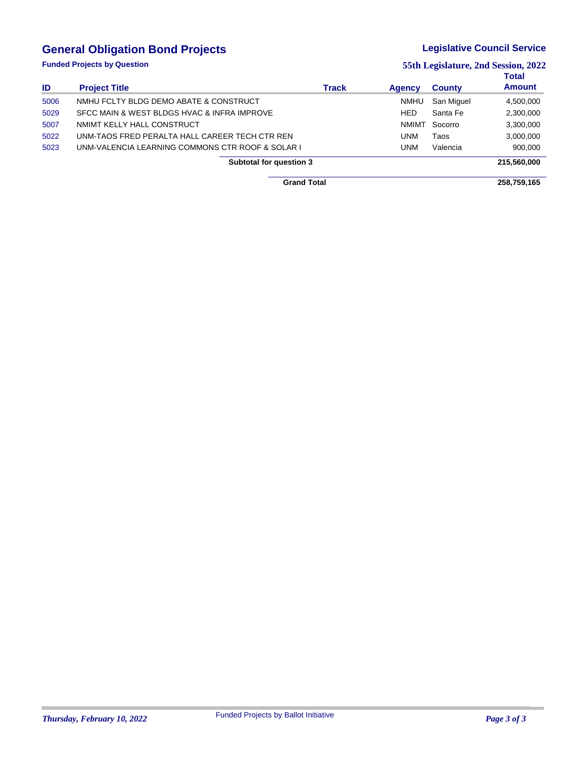# General Obligation Bond Projects

**Legislative Council Service**

**Funded Projects by Question**

**55th Legislature, 2nd Session, 2022**

| ID | Project Title | Track | Agency | County | Total Amount |
|---|---|---|---|---|---|
| 5006 | NMHU FCLTY BLDG DEMO ABATE & CONSTRUCT | | NMHU | San Miguel | 4,500,000 |
| 5029 | SFCC MAIN & WEST BLDGS HVAC & INFRA IMPROVE | | HED | Santa Fe | 2,300,000 |
| 5007 | NMIMT KELLY HALL CONSTRUCT | | NMIMT | Socorro | 3,300,000 |
| 5022 | UNM-TAOS FRED PERALTA HALL CAREER TECH CTR REN | | UNM | Taos | 3,000,000 |
| 5023 | UNM-VALENCIA LEARNING COMMONS CTR ROOF & SOLAR I | | UNM | Valencia | 900,000 |
| | **Subtotal for question 3** | | | | **215,560,000** |
| | **Grand Total** | | | | **258,759,165** |